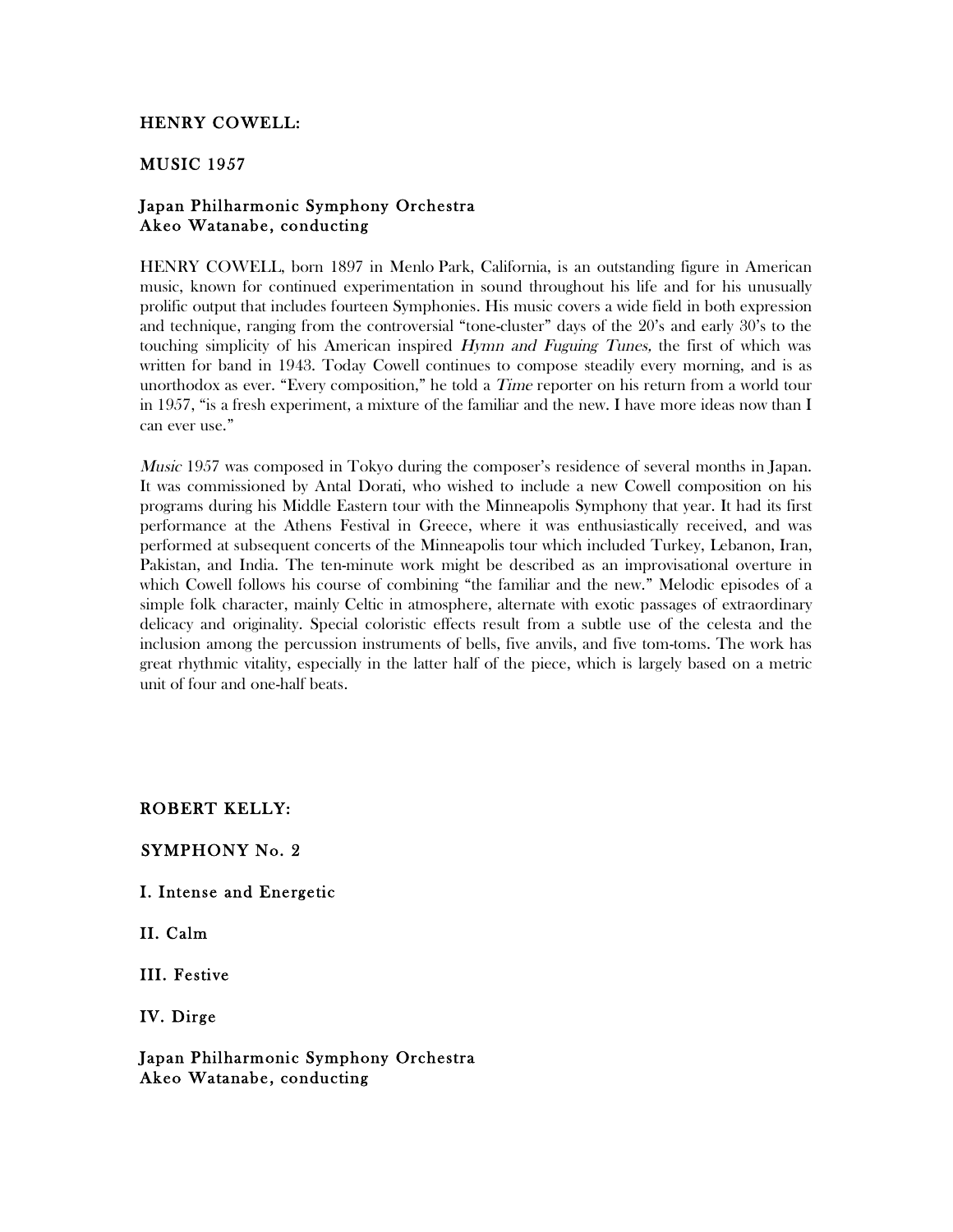## HENRY COWELL:

### MUSIC 1957

**Japan Philharmonic Symphony Orchestra**
**Akeo Watanabe, conducting**

HENRY COWELL, born 1897 in Menlo Park, California, is an outstanding figure in American music, known for continued experimentation in sound throughout his life and for his unusually prolific output that includes fourteen Symphonies. His music covers a wide field in both expression and technique, ranging from the controversial "tone-cluster" days of the 20's and early 30's to the touching simplicity of his American inspired *Hymn and Fuguing Tunes,* the first of which was written for band in 1943. Today Cowell continues to compose steadily every morning, and is as unorthodox as ever. "Every composition," he told a *Time* reporter on his return from a world tour in 1957, "is a fresh experiment, a mixture of the familiar and the new. I have more ideas now than I can ever use."

*Music* 1957 was composed in Tokyo during the composer's residence of several months in Japan. It was commissioned by Antal Dorati, who wished to include a new Cowell composition on his programs during his Middle Eastern tour with the Minneapolis Symphony that year. It had its first performance at the Athens Festival in Greece, where it was enthusiastically received, and was performed at subsequent concerts of the Minneapolis tour which included Turkey, Lebanon, Iran, Pakistan, and India. The ten-minute work might be described as an improvisational overture in which Cowell follows his course of combining "the familiar and the new." Melodic episodes of a simple folk character, mainly Celtic in atmosphere, alternate with exotic passages of extraordinary delicacy and originality. Special coloristic effects result from a subtle use of the celesta and the inclusion among the percussion instruments of bells, five anvils, and five tom-toms. The work has great rhythmic vitality, especially in the latter half of the piece, which is largely based on a metric unit of four and one-half beats.

## ROBERT KELLY:

### SYMPHONY No. 2

**I. Intense and Energetic**

**II. Calm**

**III. Festive**

**IV. Dirge**

**Japan Philharmonic Symphony Orchestra**
**Akeo Watanabe, conducting**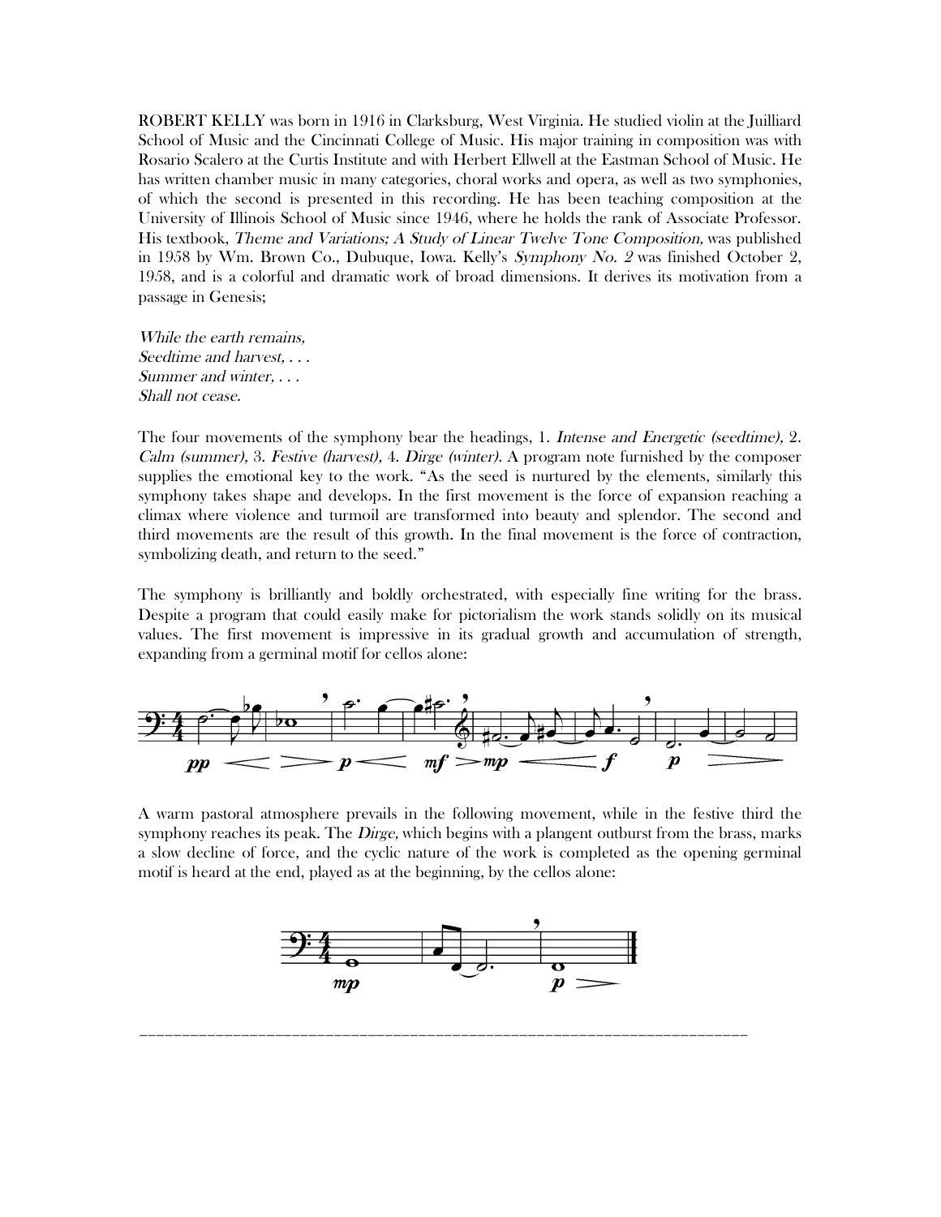ROBERT KELLY was born in 1916 in Clarksburg, West Virginia. He studied violin at the Juilliard School of Music and the Cincinnati College of Music. His major training in composition was with Rosario Scalero at the Curtis Institute and with Herbert Ellwell at the Eastman School of Music. He has written chamber music in many categories, choral works and opera, as well as two symphonies, of which the second is presented in this recording. He has been teaching composition at the University of Illinois School of Music since 1946, where he holds the rank of Associate Professor. His textbook, *Theme and Variations; A Study of Linear Twelve Tone Composition,* was published in 1958 by Wm. Brown Co., Dubuque, Iowa. Kelly's *Symphony No. 2* was finished October 2, 1958, and is a colorful and dramatic work of broad dimensions. It derives its motivation from a passage in Genesis;

*While the earth remains,*
*Seedtime and harvest, . . .*
*Summer and winter, . . .*
*Shall not cease.*

The four movements of the symphony bear the headings, 1. *Intense and Energetic (seedtime),* 2. *Calm (summer),* 3. *Festive (harvest),* 4. *Dirge (winter).* A program note furnished by the composer supplies the emotional key to the work. "As the seed is nurtured by the elements, similarly this symphony takes shape and develops. In the first movement is the force of expansion reaching a climax where violence and turmoil are transformed into beauty and splendor. The second and third movements are the result of this growth. In the final movement is the force of contraction, symbolizing death, and return to the seed."

The symphony is brilliantly and boldly orchestrated, with especially fine writing for the brass. Despite a program that could easily make for pictorialism the work stands solidly on its musical values. The first movement is impressive in its gradual growth and accumulation of strength, expanding from a germinal motif for cellos alone:

A warm pastoral atmosphere prevails in the following movement, while in the festive third the symphony reaches its peak. The *Dirge,* which begins with a plangent outburst from the brass, marks a slow decline of force, and the cyclic nature of the work is completed as the opening germinal motif is heard at the end, played as at the beginning, by the cellos alone:

---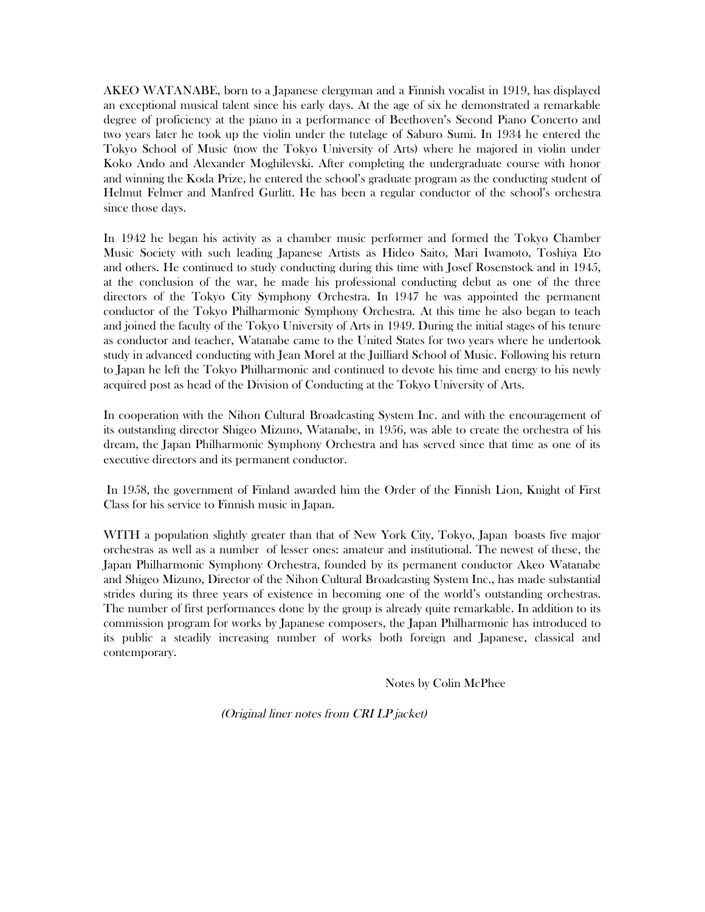AKEO WATANABE, born to a Japanese clergyman and a Finnish vocalist in 1919, has displayed an exceptional musical talent since his early days. At the age of six he demonstrated a remarkable degree of proficiency at the piano in a performance of Beethoven's Second Piano Concerto and two years later he took up the violin under the tutelage of Saburo Sumi. In 1934 he entered the Tokyo School of Music (now the Tokyo University of Arts) where he majored in violin under Koko Ando and Alexander Moghilevski. After completing the undergraduate course with honor and winning the Koda Prize, he entered the school's graduate program as the conducting student of Helmut Felmer and Manfred Gurlitt. He has been a regular conductor of the school's orchestra since those days.

In 1942 he began his activity as a chamber music performer and formed the Tokyo Chamber Music Society with such leading Japanese Artists as Hideo Saito, Mari Iwamoto, Toshiya Eto and others. He continued to study conducting during this time with Josef Rosenstock and in 1945, at the conclusion of the war, he made his professional conducting debut as one of the three directors of the Tokyo City Symphony Orchestra. In 1947 he was appointed the permanent conductor of the Tokyo Philharmonic Symphony Orchestra. At this time he also began to teach and joined the faculty of the Tokyo University of Arts in 1949. During the initial stages of his tenure as conductor and teacher, Watanabe came to the United States for two years where he undertook study in advanced conducting with Jean Morel at the Juilliard School of Music. Following his return to Japan he left the Tokyo Philharmonic and continued to devote his time and energy to his newly acquired post as head of the Division of Conducting at the Tokyo University of Arts.

In cooperation with the Nihon Cultural Broadcasting System Inc. and with the encouragement of its outstanding director Shigeo Mizuno, Watanabe, in 1956, was able to create the orchestra of his dream, the Japan Philharmonic Symphony Orchestra and has served since that time as one of its executive directors and its permanent conductor.

In 1958, the government of Finland awarded him the Order of the Finnish Lion, Knight of First Class for his service to Finnish music in Japan.

WITH a population slightly greater than that of New York City, Tokyo, Japan boasts five major orchestras as well as a number of lesser ones: amateur and institutional. The newest of these, the Japan Philharmonic Symphony Orchestra, founded by its permanent conductor Akeo Watanabe and Shigeo Mizuno, Director of the Nihon Cultural Broadcasting System Inc., has made substantial strides during its three years of existence in becoming one of the world's outstanding orchestras. The number of first performances done by the group is already quite remarkable. In addition to its commission program for works by Japanese composers, the Japan Philharmonic has introduced to its public a steadily increasing number of works both foreign and Japanese, classical and contemporary.

Notes by Colin McPhee

*(Original liner notes from CRI LP jacket)*